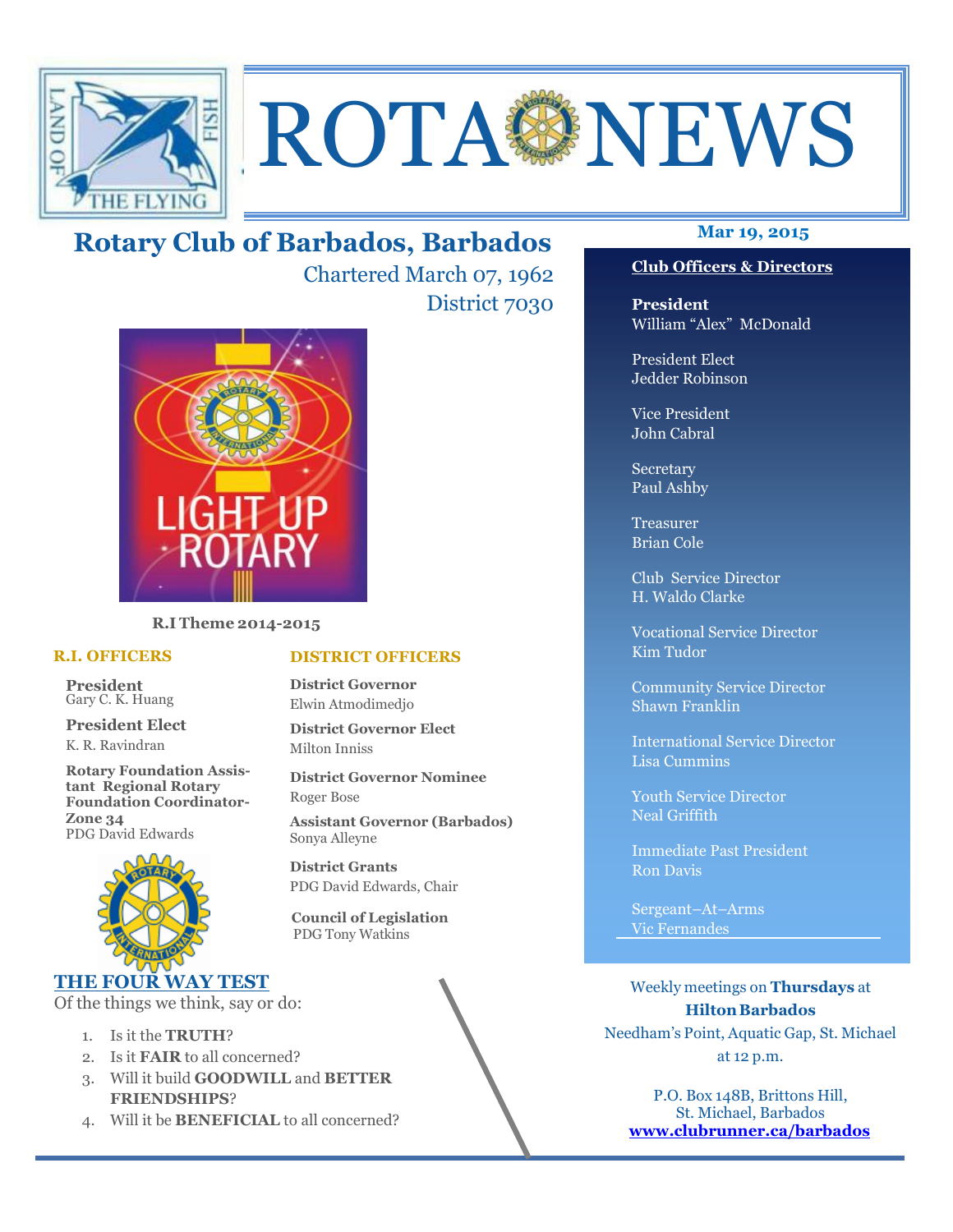# ROTA NEWS

## Rotary Club of Barbados, Barbados

Chartered March 07, 1962

District 7030

**Mar 19, 2015**

**R.I Theme 2014-2015**

### R.I. OFFICERS

**President**
Gary C. K. Huang

**President Elect**
K. R. Ravindran

**Rotary Foundation Assistant Regional Rotary Foundation Coordinator-Zone 34**
PDG David Edwards

### DISTRICT OFFICERS

**District Governor**
Elwin Atmodimedjo

**District Governor Elect**
Milton Inniss

**District Governor Nominee**
Roger Bose

**Assistant Governor (Barbados)**
Sonya Alleyne

**District Grants**
PDG David Edwards, Chair

**Council of Legislation**
PDG Tony Watkins

### Club Officers & Directors

**President**
William "Alex" McDonald

President Elect
Jedder Robinson

Vice President
John Cabral

Secretary
Paul Ashby

Treasurer
Brian Cole

Club Service Director
H. Waldo Clarke

Vocational Service Director
Kim Tudor

Community Service Director
Shawn Franklin

International Service Director
Lisa Cummins

Youth Service Director
Neal Griffith

Immediate Past President
Ron Davis

Sergeant–At–Arms
Vic Fernandes

### THE FOUR WAY TEST

Of the things we think, say or do:

1. Is it the **TRUTH**?
2. Is it **FAIR** to all concerned?
3. Will it build **GOODWILL** and **BETTER FRIENDSHIPS**?
4. Will it be **BENEFICIAL** to all concerned?

Weekly meetings on **Thursdays** at **Hilton Barbados**
Needham's Point, Aquatic Gap, St. Michael
at 12 p.m.

P.O. Box 148B, Brittons Hill,
St. Michael, Barbados
**www.clubrunner.ca/barbados**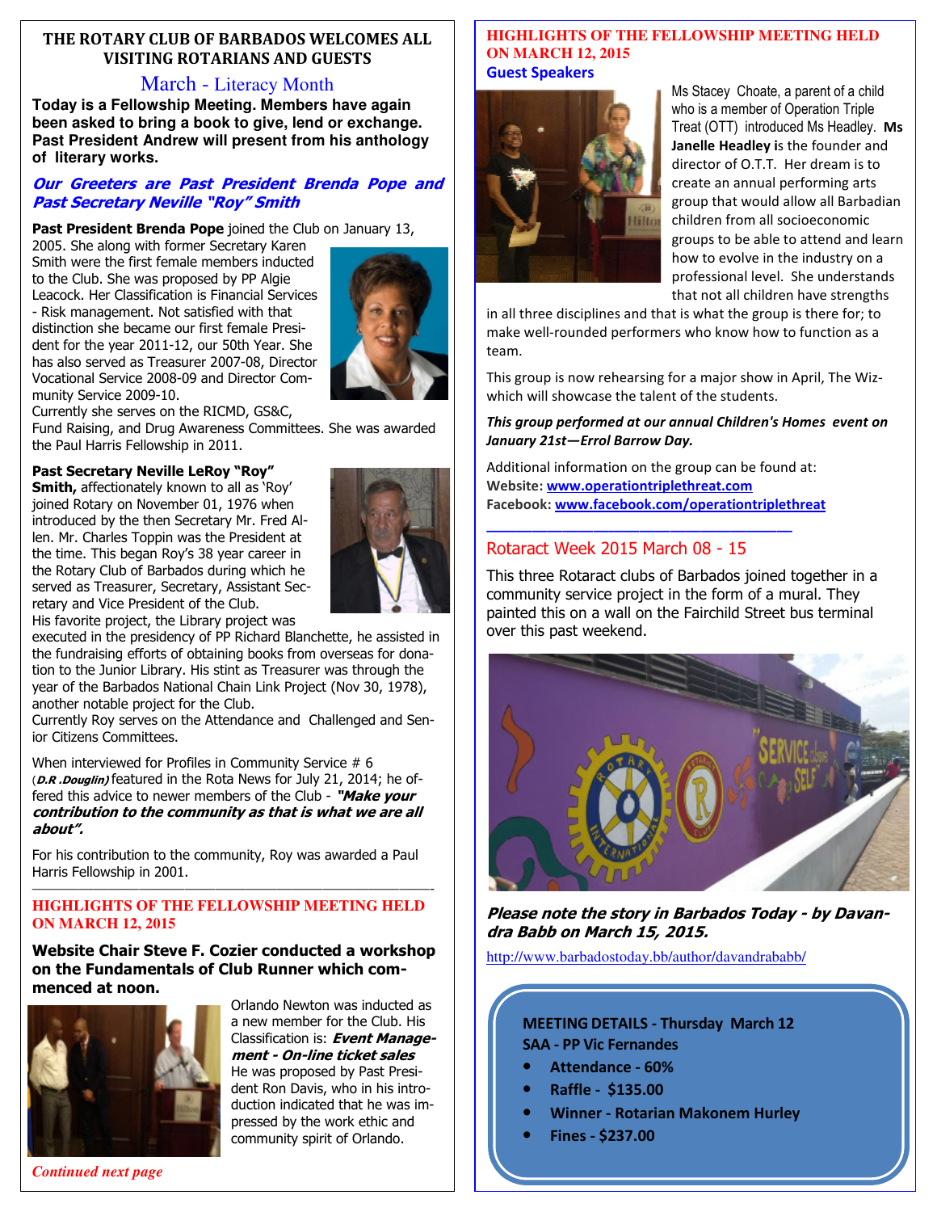## THE ROTARY CLUB OF BARBADOS WELCOMES ALL VISITING ROTARIANS AND GUESTS

### March - Literacy Month

**Today is a Fellowship Meeting. Members have again been asked to bring a book to give, lend or exchange. Past President Andrew will present from his anthology of literary works.**

***Our Greeters are Past President Brenda Pope and Past Secretary Neville "Roy" Smith***

**Past President Brenda Pope** joined the Club on January 13, 2005. She along with former Secretary Karen Smith were the first female members inducted to the Club. She was proposed by PP Algie Leacock. Her Classification is Financial Services - Risk management. Not satisfied with that distinction she became our first female President for the year 2011-12, our 50th Year. She has also served as Treasurer 2007-08, Director Vocational Service 2008-09 and Director Community Service 2009-10.
Currently she serves on the RICMD, GS&C, Fund Raising, and Drug Awareness Committees. She was awarded the Paul Harris Fellowship in 2011.

**Past Secretary Neville LeRoy "Roy" Smith,** affectionately known to all as 'Roy' joined Rotary on November 01, 1976 when introduced by the then Secretary Mr. Fred Allen. Mr. Charles Toppin was the President at the time. This began Roy's 38 year career in the Rotary Club of Barbados during which he served as Treasurer, Secretary, Assistant Secretary and Vice President of the Club.
His favorite project, the Library project was executed in the presidency of PP Richard Blanchette, he assisted in the fundraising efforts of obtaining books from overseas for donation to the Junior Library. His stint as Treasurer was through the year of the Barbados National Chain Link Project (Nov 30, 1978), another notable project for the Club.
Currently Roy serves on the Attendance and Challenged and Senior Citizens Committees.

When interviewed for Profiles in Community Service # 6 (***D.R .Douglin)*** featured in the Rota News for July 21, 2014; he offered this advice to newer members of the Club - ***"Make your contribution to the community as that is what we are all about".***

For his contribution to the community, Roy was awarded a Paul Harris Fellowship in 2001.

---

### HIGHLIGHTS OF THE FELLOWSHIP MEETING HELD ON MARCH 12, 2015

**Website Chair Steve F. Cozier conducted a workshop on the Fundamentals of Club Runner which commenced at noon.**

Orlando Newton was inducted as a new member for the Club. His Classification is: ***Event Management - On-line ticket sales*** He was proposed by Past President Ron Davis, who in his introduction indicated that he was impressed by the work ethic and community spirit of Orlando.

*Continued next page*

### HIGHLIGHTS OF THE FELLOWSHIP MEETING HELD ON MARCH 12, 2015

**Guest Speakers**

Ms Stacey Choate, a parent of a child who is a member of Operation Triple Treat (OTT) introduced Ms Headley. **Ms Janelle Headley i**s the founder and director of O.T.T. Her dream is to create an annual performing arts group that would allow all Barbadian children from all socioeconomic groups to be able to attend and learn how to evolve in the industry on a professional level. She understands that not all children have strengths in all three disciplines and that is what the group is there for; to make well-rounded performers who know how to function as a team.

This group is now rehearsing for a major show in April, The Wiz- which will showcase the talent of the students.

***This group performed at our annual Children's Homes event on January 21st—Errol Barrow Day.***

Additional information on the group can be found at:
**Website: www.operationtriplethreat.com**
**Facebook: www.facebook.com/operationtriplethreat**

---

### Rotaract Week 2015 March 08 - 15

This three Rotaract clubs of Barbados joined together in a community service project in the form of a mural. They painted this on a wall on the Fairchild Street bus terminal over this past weekend.

***Please note the story in Barbados Today - by Davandra Babb on March 15, 2015.***

http://www.barbadostoday.bb/author/davandrababb/

**MEETING DETAILS - Thursday March 12**
**SAA - PP Vic Fernandes**

- **Attendance - 60%**
- **Raffle - $135.00**
- **Winner - Rotarian Makonem Hurley**
- **Fines - $237.00**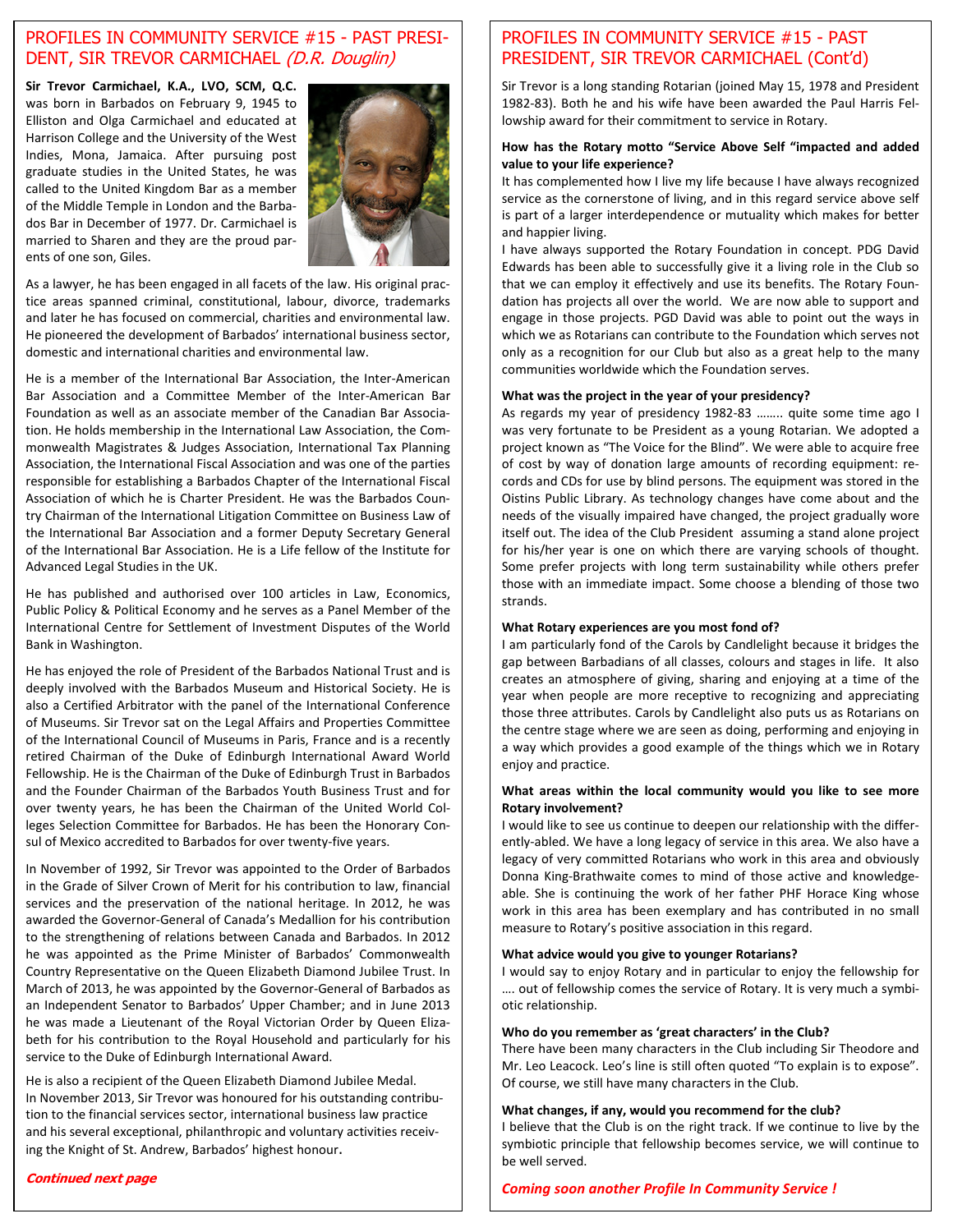## PROFILES IN COMMUNITY SERVICE #15 - PAST PRESIDENT, SIR TREVOR CARMICHAEL *(D.R. Douglin)*

**Sir Trevor Carmichael, K.A., LVO, SCM, Q.C.** was born in Barbados on February 9, 1945 to Elliston and Olga Carmichael and educated at Harrison College and the University of the West Indies, Mona, Jamaica. After pursuing post graduate studies in the United States, he was called to the United Kingdom Bar as a member of the Middle Temple in London and the Barbados Bar in December of 1977. Dr. Carmichael is married to Sharen and they are the proud parents of one son, Giles.

As a lawyer, he has been engaged in all facets of the law. His original practice areas spanned criminal, constitutional, labour, divorce, trademarks and later he has focused on commercial, charities and environmental law. He pioneered the development of Barbados' international business sector, domestic and international charities and environmental law.

He is a member of the International Bar Association, the Inter-American Bar Association and a Committee Member of the Inter-American Bar Foundation as well as an associate member of the Canadian Bar Association. He holds membership in the International Law Association, the Commonwealth Magistrates & Judges Association, International Tax Planning Association, the International Fiscal Association and was one of the parties responsible for establishing a Barbados Chapter of the International Fiscal Association of which he is Charter President. He was the Barbados Country Chairman of the International Litigation Committee on Business Law of the International Bar Association and a former Deputy Secretary General of the International Bar Association. He is a Life fellow of the Institute for Advanced Legal Studies in the UK.

He has published and authorised over 100 articles in Law, Economics, Public Policy & Political Economy and he serves as a Panel Member of the International Centre for Settlement of Investment Disputes of the World Bank in Washington.

He has enjoyed the role of President of the Barbados National Trust and is deeply involved with the Barbados Museum and Historical Society. He is also a Certified Arbitrator with the panel of the International Conference of Museums. Sir Trevor sat on the Legal Affairs and Properties Committee of the International Council of Museums in Paris, France and is a recently retired Chairman of the Duke of Edinburgh International Award World Fellowship. He is the Chairman of the Duke of Edinburgh Trust in Barbados and the Founder Chairman of the Barbados Youth Business Trust and for over twenty years, he has been the Chairman of the United World Colleges Selection Committee for Barbados. He has been the Honorary Consul of Mexico accredited to Barbados for over twenty-five years.

In November of 1992, Sir Trevor was appointed to the Order of Barbados in the Grade of Silver Crown of Merit for his contribution to law, financial services and the preservation of the national heritage. In 2012, he was awarded the Governor-General of Canada's Medallion for his contribution to the strengthening of relations between Canada and Barbados. In 2012 he was appointed as the Prime Minister of Barbados' Commonwealth Country Representative on the Queen Elizabeth Diamond Jubilee Trust. In March of 2013, he was appointed by the Governor-General of Barbados as an Independent Senator to Barbados' Upper Chamber; and in June 2013 he was made a Lieutenant of the Royal Victorian Order by Queen Elizabeth for his contribution to the Royal Household and particularly for his service to the Duke of Edinburgh International Award.

He is also a recipient of the Queen Elizabeth Diamond Jubilee Medal. In November 2013, Sir Trevor was honoured for his outstanding contribution to the financial services sector, international business law practice and his several exceptional, philanthropic and voluntary activities receiving the Knight of St. Andrew, Barbados' highest honour.

***Continued next page***

## PROFILES IN COMMUNITY SERVICE #15 - PAST PRESIDENT, SIR TREVOR CARMICHAEL (Cont'd)

Sir Trevor is a long standing Rotarian (joined May 15, 1978 and President 1982-83). Both he and his wife have been awarded the Paul Harris Fellowship award for their commitment to service in Rotary.

**How has the Rotary motto "Service Above Self "impacted and added value to your life experience?**

It has complemented how I live my life because I have always recognized service as the cornerstone of living, and in this regard service above self is part of a larger interdependence or mutuality which makes for better and happier living.

I have always supported the Rotary Foundation in concept. PDG David Edwards has been able to successfully give it a living role in the Club so that we can employ it effectively and use its benefits. The Rotary Foundation has projects all over the world. We are now able to support and engage in those projects. PGD David was able to point out the ways in which we as Rotarians can contribute to the Foundation which serves not only as a recognition for our Club but also as a great help to the many communities worldwide which the Foundation serves.

**What was the project in the year of your presidency?**

As regards my year of presidency 1982-83 …….. quite some time ago I was very fortunate to be President as a young Rotarian. We adopted a project known as "The Voice for the Blind". We were able to acquire free of cost by way of donation large amounts of recording equipment: records and CDs for use by blind persons. The equipment was stored in the Oistins Public Library. As technology changes have come about and the needs of the visually impaired have changed, the project gradually wore itself out. The idea of the Club President assuming a stand alone project for his/her year is one on which there are varying schools of thought. Some prefer projects with long term sustainability while others prefer those with an immediate impact. Some choose a blending of those two strands.

**What Rotary experiences are you most fond of?**

I am particularly fond of the Carols by Candlelight because it bridges the gap between Barbadians of all classes, colours and stages in life. It also creates an atmosphere of giving, sharing and enjoying at a time of the year when people are more receptive to recognizing and appreciating those three attributes. Carols by Candlelight also puts us as Rotarians on the centre stage where we are seen as doing, performing and enjoying in a way which provides a good example of the things which we in Rotary enjoy and practice.

**What areas within the local community would you like to see more Rotary involvement?**

I would like to see us continue to deepen our relationship with the differently-abled. We have a long legacy of service in this area. We also have a legacy of very committed Rotarians who work in this area and obviously Donna King-Brathwaite comes to mind of those active and knowledgeable. She is continuing the work of her father PHF Horace King whose work in this area has been exemplary and has contributed in no small measure to Rotary's positive association in this regard.

**What advice would you give to younger Rotarians?**

I would say to enjoy Rotary and in particular to enjoy the fellowship for …. out of fellowship comes the service of Rotary. It is very much a symbiotic relationship.

**Who do you remember as 'great characters' in the Club?**

There have been many characters in the Club including Sir Theodore and Mr. Leo Leacock. Leo's line is still often quoted "To explain is to expose". Of course, we still have many characters in the Club.

**What changes, if any, would you recommend for the club?**

I believe that the Club is on the right track. If we continue to live by the symbiotic principle that fellowship becomes service, we will continue to be well served.

***Coming soon another Profile In Community Service !***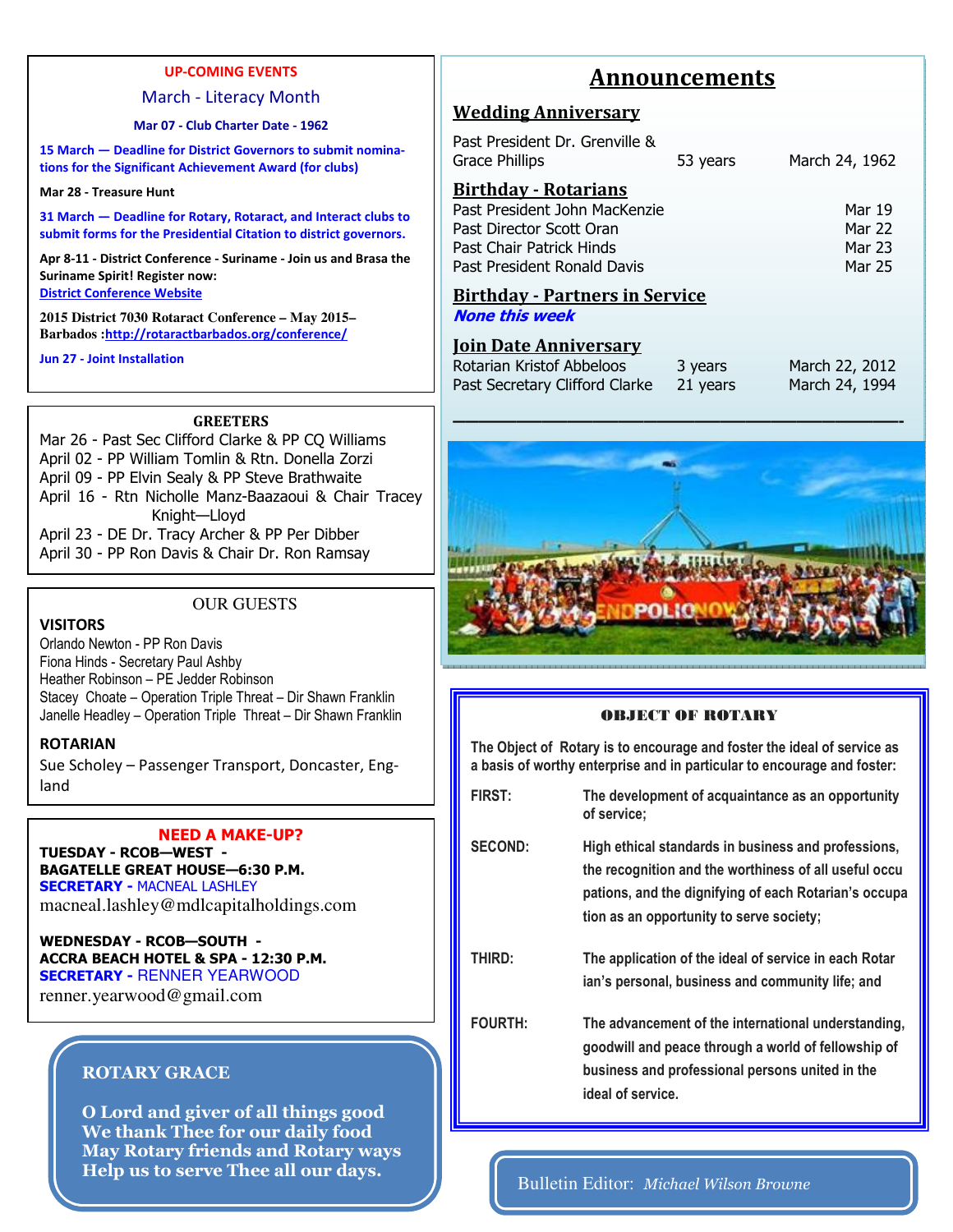**UP-COMING EVENTS**

March - Literacy Month

**Mar 07 - Club Charter Date - 1962**

**15 March — Deadline for District Governors to submit nominations for the Significant Achievement Award (for clubs)**

**Mar 28 - Treasure Hunt**

**31 March — Deadline for Rotary, Rotaract, and Interact clubs to submit forms for the Presidential Citation to district governors.**

**Apr 8-11 - District Conference - Suriname - Join us and Brasa the Suriname Spirit! Register now:**
District Conference Website

**2015 District 7030 Rotaract Conference – May 2015– Barbados :http://rotaractbarbados.org/conference/**

**Jun 27 - Joint Installation**

**GREETERS**

Mar 26 - Past Sec Clifford Clarke & PP CQ Williams
April 02 - PP William Tomlin & Rtn. Donella Zorzi
April 09 - PP Elvin Sealy & PP Steve Brathwaite
April 16 - Rtn Nicholle Manz-Baazaoui & Chair Tracey Knight—Lloyd
April 23 - DE Dr. Tracy Archer & PP Per Dibber
April 30 - PP Ron Davis & Chair Dr. Ron Ramsay

**OUR GUESTS**

**VISITORS**

Orlando Newton - PP Ron Davis
Fiona Hinds - Secretary Paul Ashby
Heather Robinson – PE Jedder Robinson
Stacey Choate – Operation Triple Threat – Dir Shawn Franklin
Janelle Headley – Operation Triple Threat – Dir Shawn Franklin

**ROTARIAN**

Sue Scholey – Passenger Transport, Doncaster, England

**NEED A MAKE-UP?**

**TUESDAY - RCOB—WEST - BAGATELLE GREAT HOUSE—6:30 P.M.**
**SECRETARY -** MACNEAL LASHLEY
macneal.lashley@mdlcapitalholdings.com

**WEDNESDAY - RCOB—SOUTH - ACCRA BEACH HOTEL & SPA - 12:30 P.M.**
**SECRETARY -** RENNER YEARWOOD
renner.yearwood@gmail.com

**ROTARY GRACE**

**O Lord and giver of all things good**
**We thank Thee for our daily food**
**May Rotary friends and Rotary ways**
**Help us to serve Thee all our days.**

# Announcements

## Wedding Anniversary

| | | |
|---|---|---|
| Past President Dr. Grenville & Grace Phillips | 53 years | March 24, 1962 |

## Birthday - Rotarians

| | |
|---|---|
| Past President John MacKenzie | Mar 19 |
| Past Director Scott Oran | Mar 22 |
| Past Chair Patrick Hinds | Mar 23 |
| Past President Ronald Davis | Mar 25 |

## Birthday - Partners in Service

***None this week***

## Join Date Anniversary

| | | |
|---|---|---|
| Rotarian Kristof Abbeloos | 3 years | March 22, 2012 |
| Past Secretary Clifford Clarke | 21 years | March 24, 1994 |

**OBJECT OF ROTARY**

**The Object of Rotary is to encourage and foster the ideal of service as a basis of worthy enterprise and in particular to encourage and foster:**

**FIRST:** The development of acquaintance as an opportunity of service;

**SECOND:** High ethical standards in business and professions, the recognition and the worthiness of all useful occupations, and the dignifying of each Rotarian's occupation as an opportunity to serve society;

**THIRD:** The application of the ideal of service in each Rotarian's personal, business and community life; and

**FOURTH:** The advancement of the international understanding, goodwill and peace through a world of fellowship of business and professional persons united in the ideal of service.

Bulletin Editor: *Michael Wilson Browne*